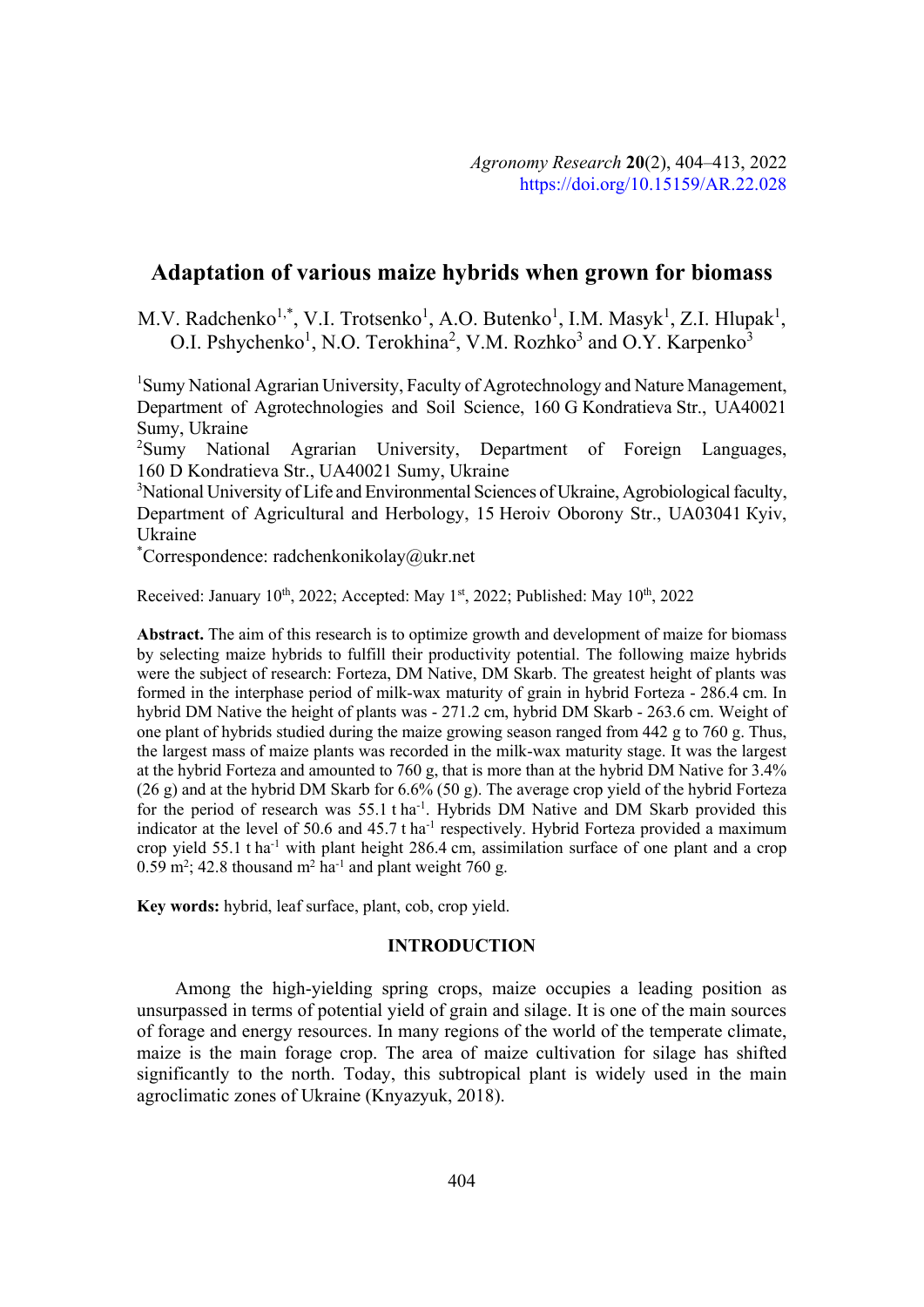# Adaptation of various maize hybrids when grown for biomass

M.V. Radchenko[1,*], V.I. Trotsenko[1], A.O. Butenko[1], I.M. Masyk[1], Z.I. Hlupak[1], O.I. Pshychenko[1], N.O. Terokhina[2], V.M. Rozhko[3] and O.Y. Karpenko[3]

[1]Sumy National Agrarian University, Faculty of Agrotechnology and Nature Management, Department of Agrotechnologies and Soil Science, 160 G Kondratieva Str., UA40021 Sumy, Ukraine

[2]Sumy National Agrarian University, Department of Foreign Languages, 160 D Kondratieva Str., UA40021 Sumy, Ukraine

[3]National University of Life and Environmental Sciences of Ukraine, Agrobiological faculty, Department of Agricultural and Herbology, 15 Heroiv Oborony Str., UA03041 Kyiv, Ukraine

[*]Correspondence: radchenkonikolay@ukr.net

Received: January 10th, 2022; Accepted: May 1st, 2022; Published: May 10th, 2022

**Abstract.** The aim of this research is to optimize growth and development of maize for biomass by selecting maize hybrids to fulfill their productivity potential. The following maize hybrids were the subject of research: Forteza, DM Native, DM Skarb. The greatest height of plants was formed in the interphase period of milk-wax maturity of grain in hybrid Forteza - 286.4 cm. In hybrid DM Native the height of plants was - 271.2 cm, hybrid DM Skarb - 263.6 cm. Weight of one plant of hybrids studied during the maize growing season ranged from 442 g to 760 g. Thus, the largest mass of maize plants was recorded in the milk-wax maturity stage. It was the largest at the hybrid Forteza and amounted to 760 g, that is more than at the hybrid DM Native for 3.4% (26 g) and at the hybrid DM Skarb for 6.6% (50 g). The average crop yield of the hybrid Forteza for the period of research was 55.1 t ha$^{-1}$. Hybrids DM Native and DM Skarb provided this indicator at the level of 50.6 and 45.7 t ha$^{-1}$ respectively. Hybrid Forteza provided a maximum crop yield 55.1 t ha$^{-1}$ with plant height 286.4 cm, assimilation surface of one plant and a crop 0.59 m$^2$; 42.8 thousand m$^2$ ha$^{-1}$ and plant weight 760 g.

**Key words:** hybrid, leaf surface, plant, cob, crop yield.

## INTRODUCTION

Among the high-yielding spring crops, maize occupies a leading position as unsurpassed in terms of potential yield of grain and silage. It is one of the main sources of forage and energy resources. In many regions of the world of the temperate climate, maize is the main forage crop. The area of maize cultivation for silage has shifted significantly to the north. Today, this subtropical plant is widely used in the main agroclimatic zones of Ukraine (Knyazyuk, 2018).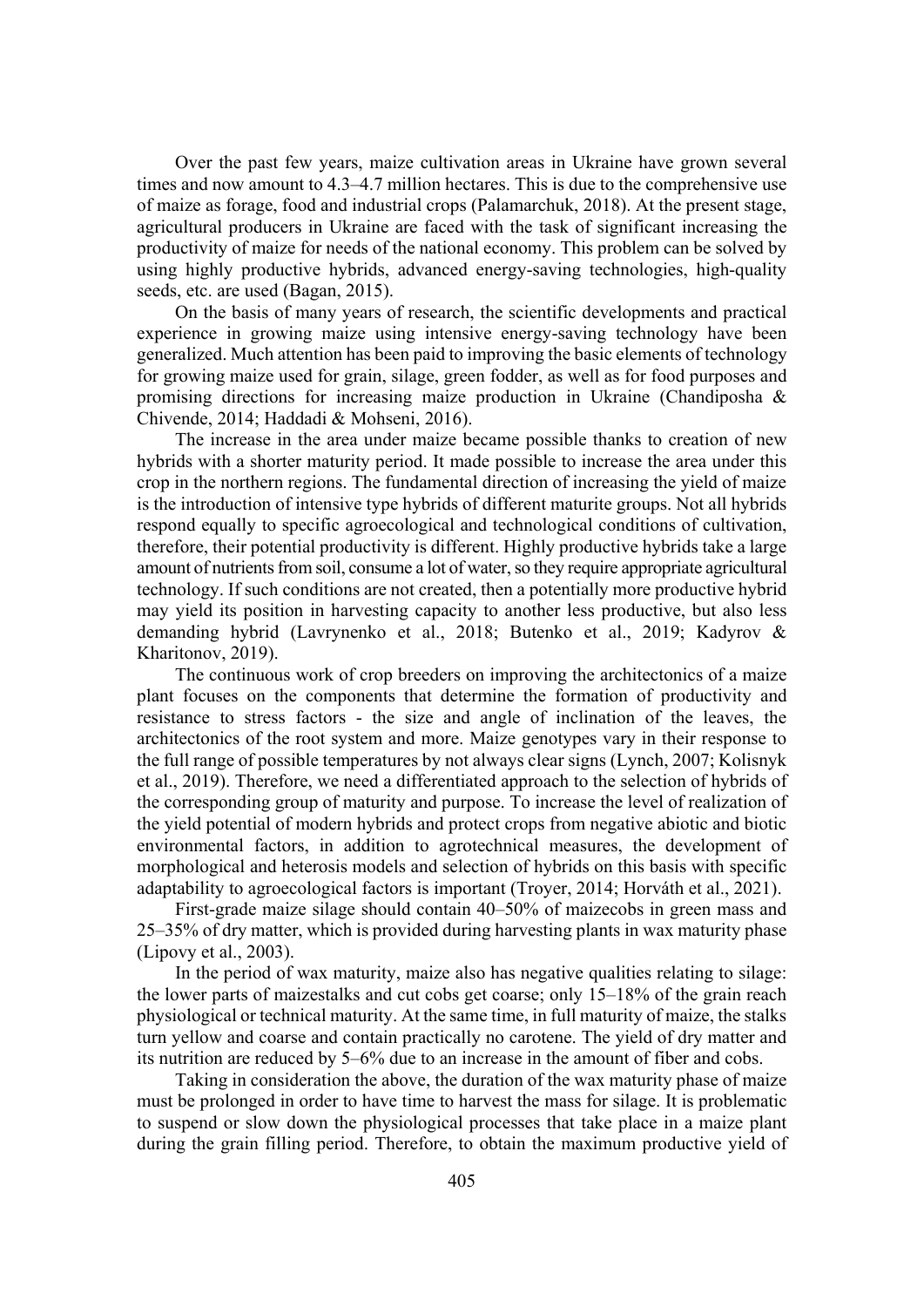Over the past few years, maize cultivation areas in Ukraine have grown several times and now amount to 4.3–4.7 million hectares. This is due to the comprehensive use of maize as forage, food and industrial crops (Palamarchuk, 2018). At the present stage, agricultural producers in Ukraine are faced with the task of significant increasing the productivity of maize for needs of the national economy. This problem can be solved by using highly productive hybrids, advanced energy-saving technologies, high-quality seeds, etc. are used (Bagan, 2015).

On the basis of many years of research, the scientific developments and practical experience in growing maize using intensive energy-saving technology have been generalized. Much attention has been paid to improving the basic elements of technology for growing maize used for grain, silage, green fodder, as well as for food purposes and promising directions for increasing maize production in Ukraine (Chandiposha & Chivende, 2014; Haddadi & Mohseni, 2016).

The increase in the area under maize became possible thanks to creation of new hybrids with a shorter maturity period. It made possible to increase the area under this crop in the northern regions. The fundamental direction of increasing the yield of maize is the introduction of intensive type hybrids of different maturite groups. Not all hybrids respond equally to specific agroecological and technological conditions of cultivation, therefore, their potential productivity is different. Highly productive hybrids take a large amount of nutrients from soil, consume a lot of water, so they require appropriate agricultural technology. If such conditions are not created, then a potentially more productive hybrid may yield its position in harvesting capacity to another less productive, but also less demanding hybrid (Lavrynenko et al., 2018; Butenko et al., 2019; Kadyrov & Kharitonov, 2019).

The continuous work of crop breeders on improving the architectonics of a maize plant focuses on the components that determine the formation of productivity and resistance to stress factors - the size and angle of inclination of the leaves, the architectonics of the root system and more. Maize genotypes vary in their response to the full range of possible temperatures by not always clear signs (Lynch, 2007; Kolisnyk et al., 2019). Therefore, we need a differentiated approach to the selection of hybrids of the corresponding group of maturity and purpose. To increase the level of realization of the yield potential of modern hybrids and protect crops from negative abiotic and biotic environmental factors, in addition to agrotechnical measures, the development of morphological and heterosis models and selection of hybrids on this basis with specific adaptability to agroecological factors is important (Troyer, 2014; Horváth et al., 2021).

First-grade maize silage should contain 40–50% of maizecobs in green mass and 25–35% of dry matter, which is provided during harvesting plants in wax maturity phase (Lipovy et al., 2003).

In the period of wax maturity, maize also has negative qualities relating to silage: the lower parts of maizestalks and cut cobs get coarse; only 15–18% of the grain reach physiological or technical maturity. At the same time, in full maturity of maize, the stalks turn yellow and coarse and contain practically no carotene. The yield of dry matter and its nutrition are reduced by 5–6% due to an increase in the amount of fiber and cobs.

Taking in consideration the above, the duration of the wax maturity phase of maize must be prolonged in order to have time to harvest the mass for silage. It is problematic to suspend or slow down the physiological processes that take place in a maize plant during the grain filling period. Therefore, to obtain the maximum productive yield of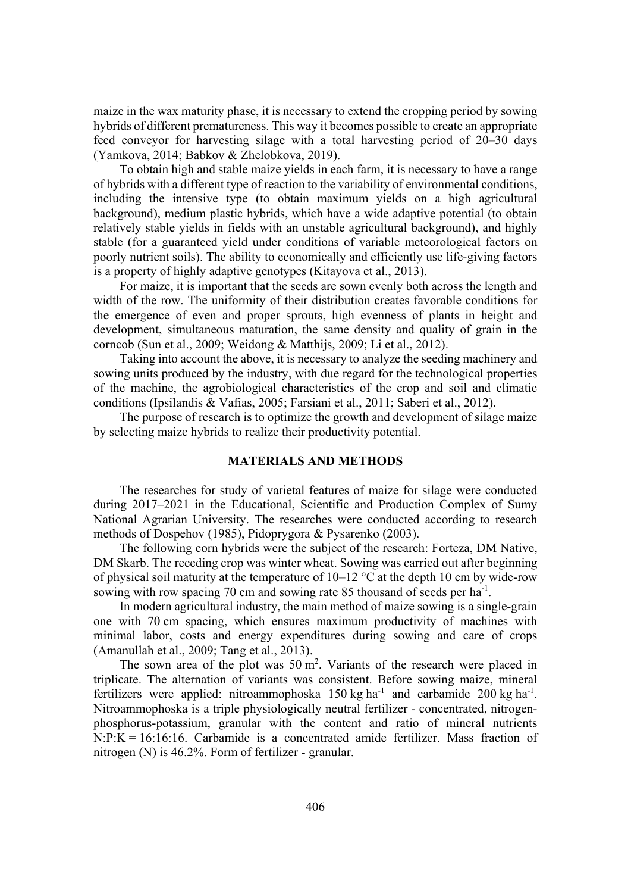maize in the wax maturity phase, it is necessary to extend the cropping period by sowing hybrids of different prematureness. This way it becomes possible to create an appropriate feed conveyor for harvesting silage with a total harvesting period of 20–30 days (Yamkova, 2014; Babkov & Zhelobkova, 2019).

To obtain high and stable maize yields in each farm, it is necessary to have a range of hybrids with a different type of reaction to the variability of environmental conditions, including the intensive type (to obtain maximum yields on a high agricultural background), medium plastic hybrids, which have a wide adaptive potential (to obtain relatively stable yields in fields with an unstable agricultural background), and highly stable (for a guaranteed yield under conditions of variable meteorological factors on poorly nutrient soils). The ability to economically and efficiently use life-giving factors is a property of highly adaptive genotypes (Kitayova et al., 2013).

For maize, it is important that the seeds are sown evenly both across the length and width of the row. The uniformity of their distribution creates favorable conditions for the emergence of even and proper sprouts, high evenness of plants in height and development, simultaneous maturation, the same density and quality of grain in the corncob (Sun et al., 2009; Weidong & Matthijs, 2009; Li et al., 2012).

Taking into account the above, it is necessary to analyze the seeding machinery and sowing units produced by the industry, with due regard for the technological properties of the machine, the agrobiological characteristics of the crop and soil and climatic conditions (Ipsilandis & Vafias, 2005; Farsiani et al., 2011; Saberi et al., 2012).

The purpose of research is to optimize the growth and development of silage maize by selecting maize hybrids to realize their productivity potential.

## MATERIALS AND METHODS

The researches for study of varietal features of maize for silage were conducted during 2017–2021 in the Educational, Scientific and Production Complex of Sumy National Agrarian University. The researches were conducted according to research methods of Dospehov (1985), Pidoprygora & Pysarenko (2003).

The following corn hybrids were the subject of the research: Forteza, DM Native, DM Skarb. The receding crop was winter wheat. Sowing was carried out after beginning of physical soil maturity at the temperature of 10–12 °C at the depth 10 cm by wide-row sowing with row spacing 70 cm and sowing rate 85 thousand of seeds per ha$^{-1}$.

In modern agricultural industry, the main method of maize sowing is a single-grain one with 70 cm spacing, which ensures maximum productivity of machines with minimal labor, costs and energy expenditures during sowing and care of crops (Amanullah et al., 2009; Tang et al., 2013).

The sown area of the plot was 50 m$^2$. Variants of the research were placed in triplicate. The alternation of variants was consistent. Before sowing maize, mineral fertilizers were applied: nitroammophoska 150 kg ha$^{-1}$ and carbamide 200 kg ha$^{-1}$. Nitroammophoska is a triple physiologically neutral fertilizer - concentrated, nitrogen-phosphorus-potassium, granular with the content and ratio of mineral nutrients N:P:K = 16:16:16. Carbamide is a concentrated amide fertilizer. Mass fraction of nitrogen (N) is 46.2%. Form of fertilizer - granular.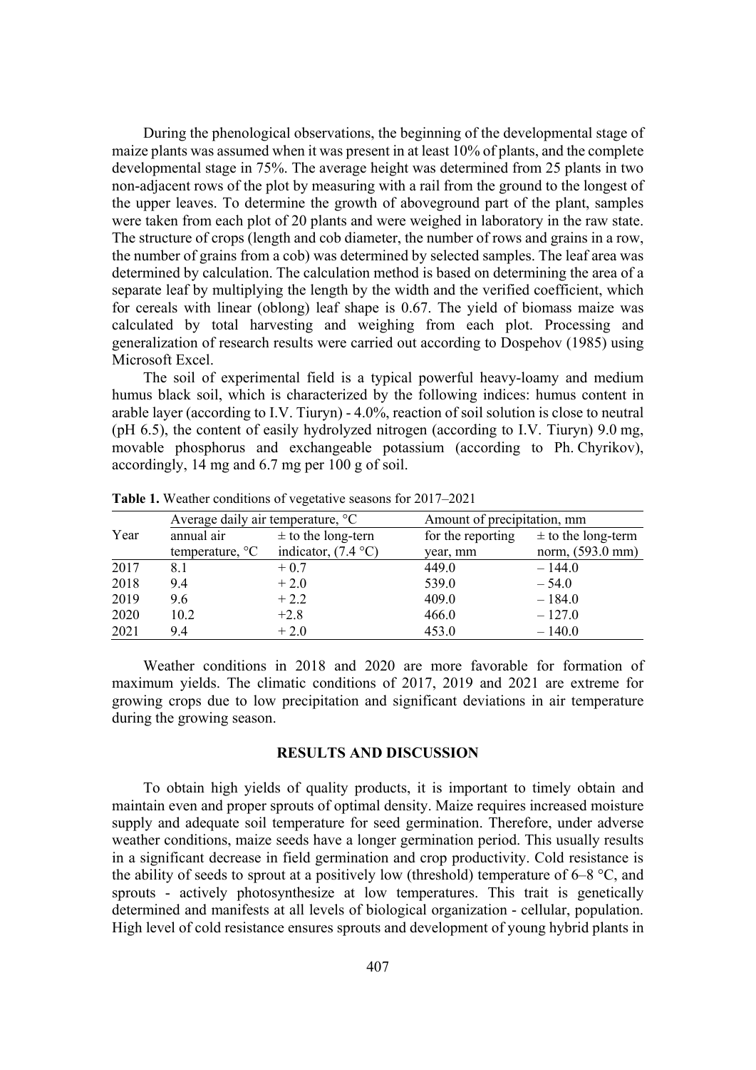During the phenological observations, the beginning of the developmental stage of maize plants was assumed when it was present in at least 10% of plants, and the complete developmental stage in 75%. The average height was determined from 25 plants in two non-adjacent rows of the plot by measuring with a rail from the ground to the longest of the upper leaves. To determine the growth of aboveground part of the plant, samples were taken from each plot of 20 plants and were weighed in laboratory in the raw state. The structure of crops (length and cob diameter, the number of rows and grains in a row, the number of grains from a cob) was determined by selected samples. The leaf area was determined by calculation. The calculation method is based on determining the area of a separate leaf by multiplying the length by the width and the verified coefficient, which for cereals with linear (oblong) leaf shape is 0.67. The yield of biomass maize was calculated by total harvesting and weighing from each plot. Processing and generalization of research results were carried out according to Dospehov (1985) using Microsoft Excel.

The soil of experimental field is a typical powerful heavy-loamy and medium humus black soil, which is characterized by the following indices: humus content in arable layer (according to I.V. Tiuryn) - 4.0%, reaction of soil solution is close to neutral (pH 6.5), the content of easily hydrolyzed nitrogen (according to I.V. Tiuryn) 9.0 mg, movable phosphorus and exchangeable potassium (according to Ph. Chyrikov), accordingly, 14 mg and 6.7 mg per 100 g of soil.

**Table 1.** Weather conditions of vegetative seasons for 2017–2021

| Year | Average daily air temperature, °C | | Amount of precipitation, mm | |
|---|---|---|---|---|
| | annual air temperature, °C | ± to the long-tern indicator, (7.4 °C) | for the reporting year, mm | ± to the long-term norm, (593.0 mm) |
| 2017 | 8.1 | + 0.7 | 449.0 | – 144.0 |
| 2018 | 9.4 | + 2.0 | 539.0 | – 54.0 |
| 2019 | 9.6 | + 2.2 | 409.0 | – 184.0 |
| 2020 | 10.2 | +2.8 | 466.0 | – 127.0 |
| 2021 | 9.4 | + 2.0 | 453.0 | – 140.0 |

Weather conditions in 2018 and 2020 are more favorable for formation of maximum yields. The climatic conditions of 2017, 2019 and 2021 are extreme for growing crops due to low precipitation and significant deviations in air temperature during the growing season.

## RESULTS AND DISCUSSION

To obtain high yields of quality products, it is important to timely obtain and maintain even and proper sprouts of optimal density. Maize requires increased moisture supply and adequate soil temperature for seed germination. Therefore, under adverse weather conditions, maize seeds have a longer germination period. This usually results in a significant decrease in field germination and crop productivity. Cold resistance is the ability of seeds to sprout at a positively low (threshold) temperature of 6–8 °C, and sprouts - actively photosynthesize at low temperatures. This trait is genetically determined and manifests at all levels of biological organization - cellular, population. High level of cold resistance ensures sprouts and development of young hybrid plants in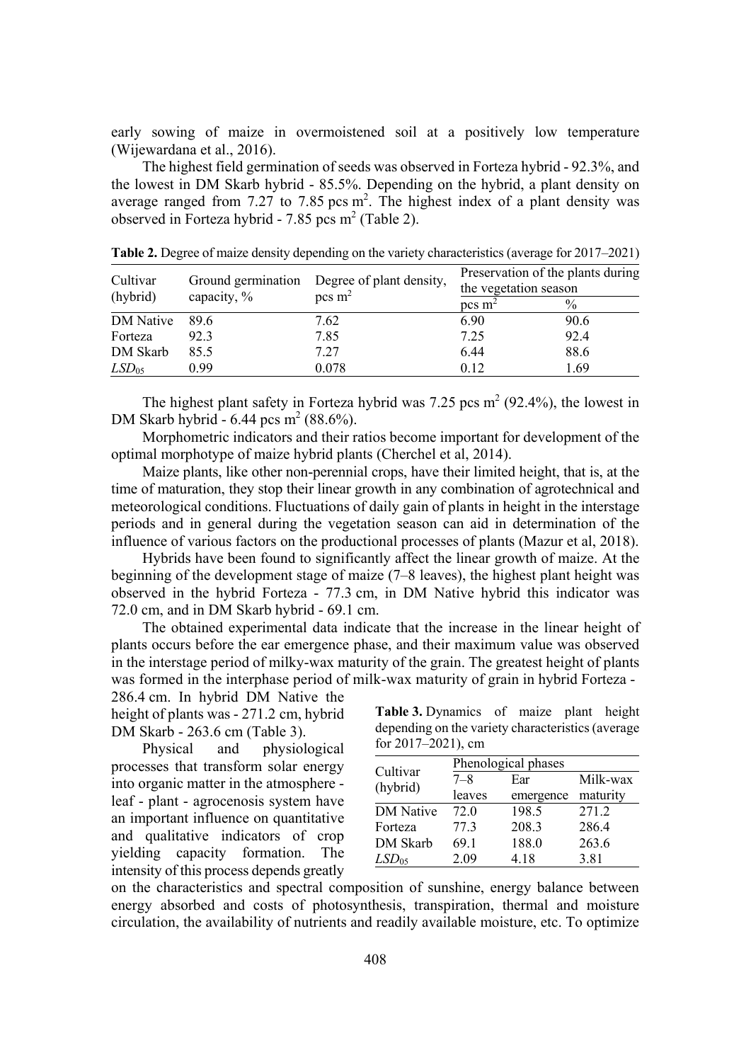early sowing of maize in overmoistened soil at a positively low temperature (Wijewardana et al., 2016).

The highest field germination of seeds was observed in Forteza hybrid - 92.3%, and the lowest in DM Skarb hybrid - 85.5%. Depending on the hybrid, a plant density on average ranged from 7.27 to 7.85 pcs $m^2$. The highest index of a plant density was observed in Forteza hybrid - 7.85 pcs $m^2$ (Table 2).

**Table 2.** Degree of maize density depending on the variety characteristics (average for 2017–2021)

| Cultivar (hybrid) | Ground germination capacity, % | Degree of plant density, pcs $m^2$ | Preservation of the plants during the vegetation season | |
|---|---|---|---|---|
| | | | pcs $m^2$ | % |
| DM Native | 89.6 | 7.62 | 6.90 | 90.6 |
| Forteza | 92.3 | 7.85 | 7.25 | 92.4 |
| DM Skarb | 85.5 | 7.27 | 6.44 | 88.6 |
| $LSD_{05}$ | 0.99 | 0.078 | 0.12 | 1.69 |

The highest plant safety in Forteza hybrid was 7.25 pcs $m^2$ (92.4%), the lowest in DM Skarb hybrid - 6.44 pcs $m^2$ (88.6%).

Morphometric indicators and their ratios become important for development of the optimal morphotype of maize hybrid plants (Cherchel et al, 2014).

Maize plants, like other non-perennial crops, have their limited height, that is, at the time of maturation, they stop their linear growth in any combination of agrotechnical and meteorological conditions. Fluctuations of daily gain of plants in height in the interstage periods and in general during the vegetation season can aid in determination of the influence of various factors on the productional processes of plants (Mazur et al, 2018).

Hybrids have been found to significantly affect the linear growth of maize. At the beginning of the development stage of maize (7–8 leaves), the highest plant height was observed in the hybrid Forteza - 77.3 cm, in DM Native hybrid this indicator was 72.0 cm, and in DM Skarb hybrid - 69.1 cm.

The obtained experimental data indicate that the increase in the linear height of plants occurs before the ear emergence phase, and their maximum value was observed in the interstage period of milky-wax maturity of the grain. The greatest height of plants was formed in the interphase period of milk-wax maturity of grain in hybrid Forteza - 286.4 cm. In hybrid DM Native the height of plants was - 271.2 cm, hybrid DM Skarb - 263.6 cm (Table 3).

**Table 3.** Dynamics of maize plant height depending on the variety characteristics (average for 2017–2021), cm

| Cultivar (hybrid) | Phenological phases | | |
|---|---|---|---|
| | 7–8 leaves | Ear emergence | Milk-wax maturity |
| DM Native | 72.0 | 198.5 | 271.2 |
| Forteza | 77.3 | 208.3 | 286.4 |
| DM Skarb | 69.1 | 188.0 | 263.6 |
| $LSD_{05}$ | 2.09 | 4.18 | 3.81 |

Physical and physiological processes that transform solar energy into organic matter in the atmosphere - leaf - plant - agrocenosis system have an important influence on quantitative and qualitative indicators of crop yielding capacity formation. The intensity of this process depends greatly on the characteristics and spectral composition of sunshine, energy balance between energy absorbed and costs of photosynthesis, transpiration, thermal and moisture circulation, the availability of nutrients and readily available moisture, etc. To optimize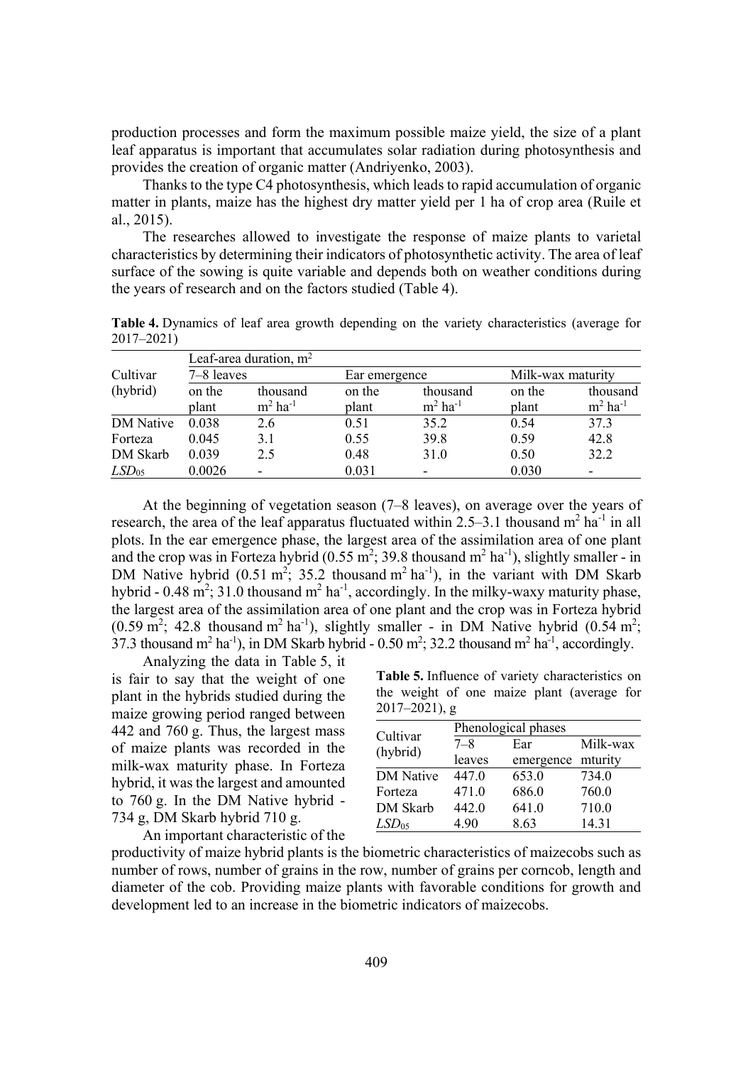production processes and form the maximum possible maize yield, the size of a plant leaf apparatus is important that accumulates solar radiation during photosynthesis and provides the creation of organic matter (Andriyenko, 2003).

Thanks to the type C4 photosynthesis, which leads to rapid accumulation of organic matter in plants, maize has the highest dry matter yield per 1 ha of crop area (Ruile et al., 2015).

The researches allowed to investigate the response of maize plants to varietal characteristics by determining their indicators of photosynthetic activity. The area of leaf surface of the sowing is quite variable and depends both on weather conditions during the years of research and on the factors studied (Table 4).

**Table 4.** Dynamics of leaf area growth depending on the variety characteristics (average for 2017–2021)

| Cultivar (hybrid) | Leaf-area duration, $m^2$ | | | | | |
|---|---|---|---|---|---|---|
| | 7–8 leaves | | Ear emergence | | Milk-wax maturity | |
| | on the plant | thousand $m^2$ $ha^{-1}$ | on the plant | thousand $m^2$ $ha^{-1}$ | on the plant | thousand $m^2$ $ha^{-1}$ |
| DM Native | 0.038 | 2.6 | 0.51 | 35.2 | 0.54 | 37.3 |
| Forteza | 0.045 | 3.1 | 0.55 | 39.8 | 0.59 | 42.8 |
| DM Skarb | 0.039 | 2.5 | 0.48 | 31.0 | 0.50 | 32.2 |
| $LSD_{05}$ | 0.0026 | - | 0.031 | - | 0.030 | - |

At the beginning of vegetation season (7–8 leaves), on average over the years of research, the area of the leaf apparatus fluctuated within 2.5–3.1 thousand $m^2$ $ha^{-1}$ in all plots. In the ear emergence phase, the largest area of the assimilation area of one plant and the crop was in Forteza hybrid (0.55 $m^2$; 39.8 thousand $m^2$ $ha^{-1}$), slightly smaller - in DM Native hybrid (0.51 $m^2$; 35.2 thousand $m^2$ $ha^{-1}$), in the variant with DM Skarb hybrid - 0.48 $m^2$; 31.0 thousand $m^2$ $ha^{-1}$, accordingly. In the milky-waxy maturity phase, the largest area of the assimilation area of one plant and the crop was in Forteza hybrid (0.59 $m^2$; 42.8 thousand $m^2$ $ha^{-1}$), slightly smaller - in DM Native hybrid (0.54 $m^2$; 37.3 thousand $m^2$ $ha^{-1}$), in DM Skarb hybrid - 0.50 $m^2$; 32.2 thousand $m^2$ $ha^{-1}$, accordingly.

Analyzing the data in Table 5, it is fair to say that the weight of one plant in the hybrids studied during the maize growing period ranged between 442 and 760 g. Thus, the largest mass of maize plants was recorded in the milk-wax maturity phase. In Forteza hybrid, it was the largest and amounted to 760 g. In the DM Native hybrid - 734 g, DM Skarb hybrid 710 g.

**Table 5.** Influence of variety characteristics on the weight of one maize plant (average for 2017–2021), g

| Cultivar (hybrid) | Phenological phases | | |
|---|---|---|---|
| | 7–8 leaves | Ear emergence | Milk-wax mturity |
| DM Native | 447.0 | 653.0 | 734.0 |
| Forteza | 471.0 | 686.0 | 760.0 |
| DM Skarb | 442.0 | 641.0 | 710.0 |
| $LSD_{05}$ | 4.90 | 8.63 | 14.31 |

An important characteristic of the productivity of maize hybrid plants is the biometric characteristics of maizecobs such as number of rows, number of grains in the row, number of grains per corncob, length and diameter of the cob. Providing maize plants with favorable conditions for growth and development led to an increase in the biometric indicators of maizecobs.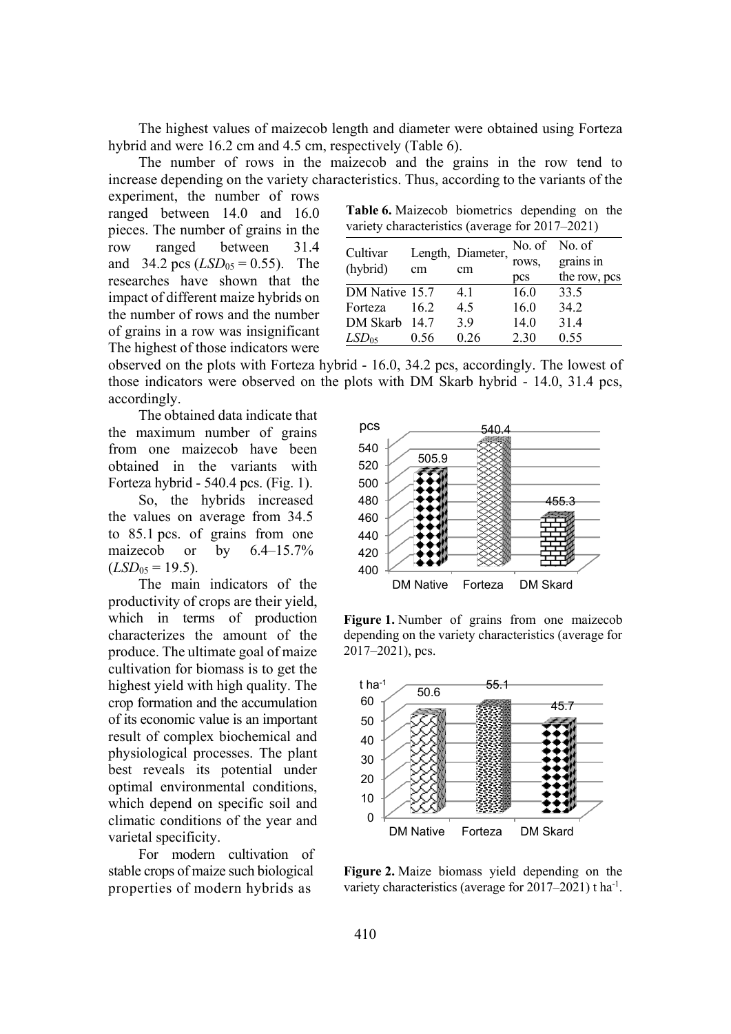The highest values of maizecob length and diameter were obtained using Forteza hybrid and were 16.2 cm and 4.5 cm, respectively (Table 6).

The number of rows in the maizecob and the grains in the row tend to increase depending on the variety characteristics. Thus, according to the variants of the experiment, the number of rows ranged between 14.0 and 16.0 pieces. The number of grains in the row ranged between 31.4 and 34.2 pcs ($LSD_{05}$ = 0.55). The researches have shown that the impact of different maize hybrids on the number of rows and the number of grains in a row was insignificant The highest of those indicators were observed on the plots with Forteza hybrid - 16.0, 34.2 pcs, accordingly. The lowest of those indicators were observed on the plots with DM Skarb hybrid - 14.0, 31.4 pcs, accordingly.

**Table 6.** Maizecob biometrics depending on the variety characteristics (average for 2017–2021)

| Cultivar (hybrid) | Length, cm | Diameter, cm | No. of rows, pcs | No. of grains in the row, pcs |
|---|---|---|---|---|
| DM Native | 15.7 | 4.1 | 16.0 | 33.5 |
| Forteza | 16.2 | 4.5 | 16.0 | 34.2 |
| DM Skarb | 14.7 | 3.9 | 14.0 | 31.4 |
| $LSD_{05}$ | 0.56 | 0.26 | 2.30 | 0.55 |

The obtained data indicate that the maximum number of grains from one maizecob have been obtained in the variants with Forteza hybrid - 540.4 pcs. (Fig. 1).

So, the hybrids increased the values on average from 34.5 to 85.1 pcs. of grains from one maizecob or by 6.4–15.7% ($LSD_{05}$ = 19.5).

**Figure 1.** Number of grains from one maizecob depending on the variety characteristics (average for 2017–2021), pcs.

The main indicators of the productivity of crops are their yield, which in terms of production characterizes the amount of the produce. The ultimate goal of maize cultivation for biomass is to get the highest yield with high quality. The crop formation and the accumulation of its economic value is an important result of complex biochemical and physiological processes. The plant best reveals its potential under optimal environmental conditions, which depend on specific soil and climatic conditions of the year and varietal specificity.

**Figure 2.** Maize biomass yield depending on the variety characteristics (average for 2017–2021) t $ha^{-1}$.

For modern cultivation of stable crops of maize such biological properties of modern hybrids as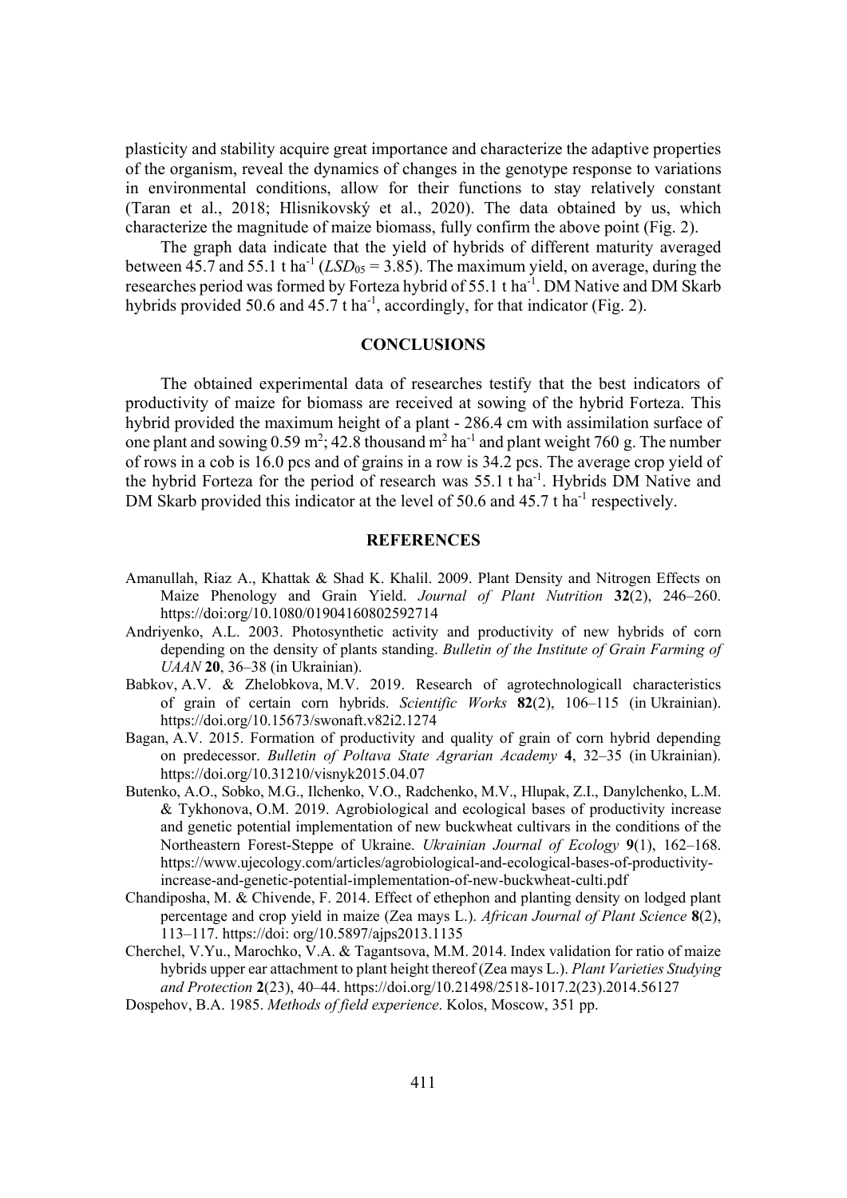plasticity and stability acquire great importance and characterize the adaptive properties of the organism, reveal the dynamics of changes in the genotype response to variations in environmental conditions, allow for their functions to stay relatively constant (Taran et al., 2018; Hlisnikovský et al., 2020). The data obtained by us, which characterize the magnitude of maize biomass, fully confirm the above point (Fig. 2).

The graph data indicate that the yield of hybrids of different maturity averaged between 45.7 and 55.1 t ha$^{-1}$ ($LSD_{05}$ = 3.85). The maximum yield, on average, during the researches period was formed by Forteza hybrid of 55.1 t ha$^{-1}$. DM Native and DM Skarb hybrids provided 50.6 and 45.7 t ha$^{-1}$, accordingly, for that indicator (Fig. 2).

## CONCLUSIONS

The obtained experimental data of researches testify that the best indicators of productivity of maize for biomass are received at sowing of the hybrid Forteza. This hybrid provided the maximum height of a plant - 286.4 cm with assimilation surface of one plant and sowing 0.59 m$^2$; 42.8 thousand m$^2$ ha$^{-1}$ and plant weight 760 g. The number of rows in a cob is 16.0 pcs and of grains in a row is 34.2 pcs. The average crop yield of the hybrid Forteza for the period of research was 55.1 t ha$^{-1}$. Hybrids DM Native and DM Skarb provided this indicator at the level of 50.6 and 45.7 t ha$^{-1}$ respectively.

## REFERENCES

Amanullah, Riaz A., Khattak & Shad K. Khalil. 2009. Plant Density and Nitrogen Effects on Maize Phenology and Grain Yield. *Journal of Plant Nutrition* **32**(2), 246–260. https://doi:org/10.1080/01904160802592714

Andriyenko, A.L. 2003. Photosynthetic activity and productivity of new hybrids of corn depending on the density of plants standing. *Bulletin of the Institute of Grain Farming of UAAN* **20**, 36–38 (in Ukrainian).

Babkov, A.V. & Zhelobkova, M.V. 2019. Research of agrotechnologicall characteristics of grain of certain corn hybrids. *Scientific Works* **82**(2), 106–115 (in Ukrainian). https://doi.org/10.15673/swonaft.v82i2.1274

Bagan, A.V. 2015. Formation of productivity and quality of grain of corn hybrid depending on predecessor. *Bulletin of Poltava State Agrarian Academy* **4**, 32–35 (in Ukrainian). https://doi.org/10.31210/visnyk2015.04.07

Butenko, A.O., Sobko, M.G., Ilchenko, V.O., Radchenko, M.V., Hlupak, Z.I., Danylchenko, L.M. & Tykhonova, O.M. 2019. Agrobiological and ecological bases of productivity increase and genetic potential implementation of new buckwheat cultivars in the conditions of the Northeastern Forest-Steppe of Ukraine. *Ukrainian Journal of Ecology* **9**(1), 162–168. https://www.ujecology.com/articles/agrobiological-and-ecological-bases-of-productivity-increase-and-genetic-potential-implementation-of-new-buckwheat-culti.pdf

Chandiposha, M. & Chivende, F. 2014. Effect of ethephon and planting density on lodged plant percentage and crop yield in maize (Zea mays L.). *African Journal of Plant Science* **8**(2), 113–117. https://doi: org/10.5897/ajps2013.1135

Cherchel, V.Yu., Marochko, V.A. & Tagantsova, M.M. 2014. Index validation for ratio of maize hybrids upper ear attachment to plant height thereof (Zea mays L.). *Plant Varieties Studying and Protection* **2**(23), 40–44. https://doi.org/10.21498/2518-1017.2(23).2014.56127

Dospehov, B.A. 1985. *Methods of field experience*. Kolos, Moscow, 351 pp.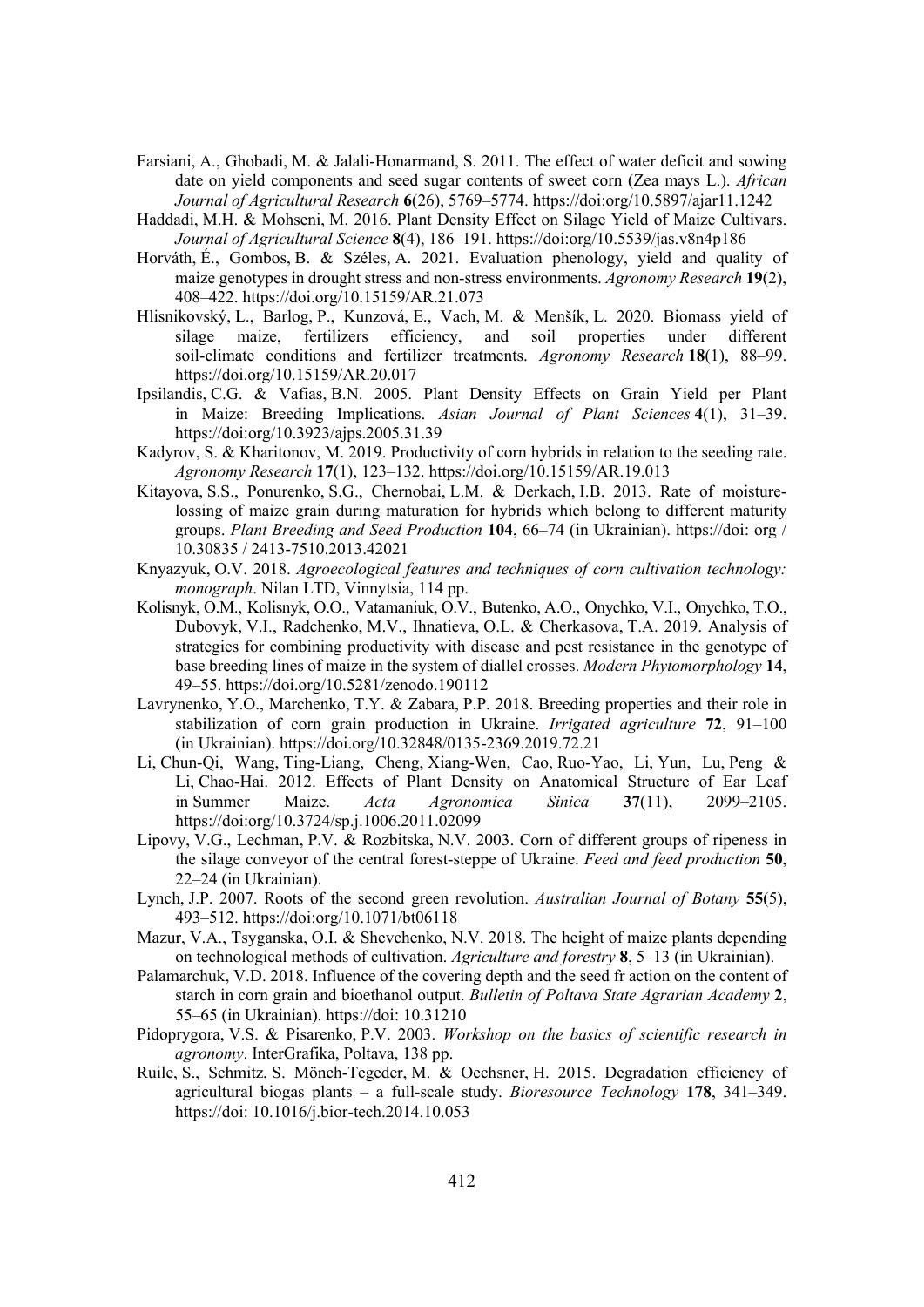Farsiani, A., Ghobadi, M. & Jalali-Honarmand, S. 2011. The effect of water deficit and sowing date on yield components and seed sugar contents of sweet corn (Zea mays L.). *African Journal of Agricultural Research* **6**(26), 5769–5774. https://doi:org/10.5897/ajar11.1242

Haddadi, M.H. & Mohseni, M. 2016. Plant Density Effect on Silage Yield of Maize Cultivars. *Journal of Agricultural Science* **8**(4), 186–191. https://doi:org/10.5539/jas.v8n4p186

Horváth, É., Gombos, B. & Széles, A. 2021. Evaluation phenology, yield and quality of maize genotypes in drought stress and non-stress environments. *Agronomy Research* **19**(2), 408–422. https://doi:org/10.15159/AR.21.073

Hlisnikovský, L., Barlog, P., Kunzová, E., Vach, M. & Menšík, L. 2020. Biomass yield of silage maize, fertilizers efficiency, and soil properties under different soil-climate conditions and fertilizer treatments. *Agronomy Research* **18**(1), 88–99. https://doi.org/10.15159/AR.20.017

Ipsilandis, C.G. & Vafias, B.N. 2005. Plant Density Effects on Grain Yield per Plant in Maize: Breeding Implications. *Asian Journal of Plant Sciences* **4**(1), 31–39. https://doi:org/10.3923/ajps.2005.31.39

Kadyrov, S. & Kharitonov, M. 2019. Productivity of corn hybrids in relation to the seeding rate. *Agronomy Research* **17**(1), 123–132. https://doi:org/10.15159/AR.19.013

Kitayova, S.S., Ponurenko, S.G., Chernobai, L.M. & Derkach, I.B. 2013. Rate of moisture-lossing of maize grain during maturation for hybrids which belong to different maturity groups. *Plant Breeding and Seed Production* **104**, 66–74 (in Ukrainian). https://doi: org / 10.30835 / 2413-7510.2013.42021

Knyazyuk, O.V. 2018. *Agroecological features and techniques of corn cultivation technology: monograph*. Nilan LTD, Vinnytsia, 114 pp.

Kolisnyk, O.M., Kolisnyk, O.O., Vatamaniuk, O.V., Butenko, A.O., Onychko, V.I., Onychko, T.O., Dubovyk, V.I., Radchenko, M.V., Ihnatieva, O.L. & Cherkasova, T.A. 2019. Analysis of strategies for combining productivity with disease and pest resistance in the genotype of base breeding lines of maize in the system of diallel crosses. *Modern Phytomorphology* **14**, 49–55. https://doi.org/10.5281/zenodo.190112

Lavrynenko, Y.O., Marchenko, T.Y. & Zabara, P.P. 2018. Breeding properties and their role in stabilization of corn grain production in Ukraine. *Irrigated agriculture* **72**, 91–100 (in Ukrainian). https://doi.org/10.32848/0135-2369.2019.72.21

Li, Chun-Qi, Wang, Ting-Liang, Cheng, Xiang-Wen, Cao, Ruo-Yao, Li, Yun, Lu, Peng & Li, Chao-Hai. 2012. Effects of Plant Density on Anatomical Structure of Ear Leaf in Summer Maize. *Acta Agronomica Sinica* **37**(11), 2099–2105. https://doi:org/10.3724/sp.j.1006.2011.02099

Lipovy, V.G., Lechman, P.V. & Rozbitska, N.V. 2003. Corn of different groups of ripeness in the silage conveyor of the central forest-steppe of Ukraine. *Feed and feed production* **50**, 22–24 (in Ukrainian).

Lynch, J.P. 2007. Roots of the second green revolution. *Australian Journal of Botany* **55**(5), 493–512. https://doi:org/10.1071/bt06118

Mazur, V.A., Tsyganska, O.I. & Shevchenko, N.V. 2018. The height of maize plants depending on technological methods of cultivation. *Agriculture and forestry* **8**, 5–13 (in Ukrainian).

Palamarchuk, V.D. 2018. Influence of the covering depth and the seed fr action on the content of starch in corn grain and bioethanol output. *Bulletin of Poltava State Agrarian Academy* **2**, 55–65 (in Ukrainian). https://doi: 10.31210

Pidoprygora, V.S. & Pisarenko, P.V. 2003. *Workshop on the basics of scientific research in agronomy*. InterGrafika, Poltava, 138 pp.

Ruile, S., Schmitz, S. Mönch-Tegeder, M. & Oechsner, H. 2015. Degradation efficiency of agricultural biogas plants – a full-scale study. *Bioresource Technology* **178**, 341–349. https://doi: 10.1016/j.bior-tech.2014.10.053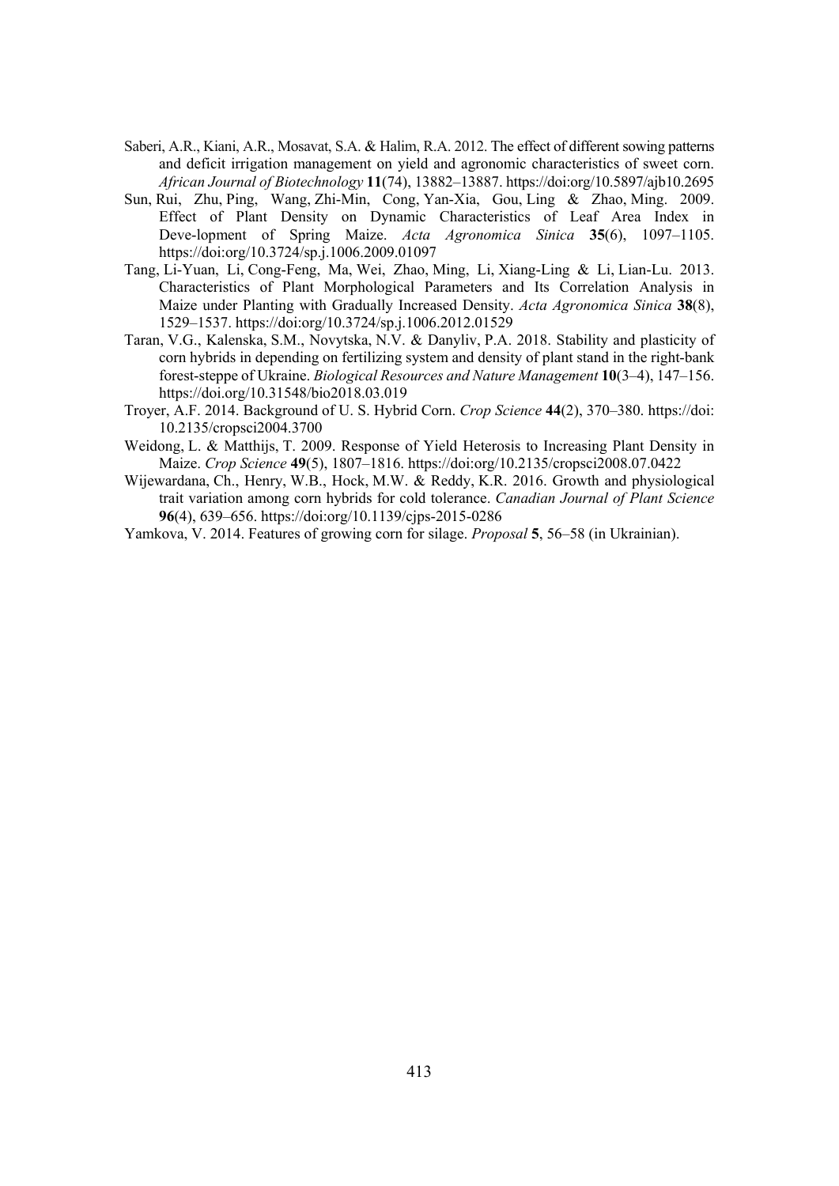Saberi, A.R., Kiani, A.R., Mosavat, S.A. & Halim, R.A. 2012. The effect of different sowing patterns and deficit irrigation management on yield and agronomic characteristics of sweet corn. *African Journal of Biotechnology* **11**(74), 13882–13887. https://doi:org/10.5897/ajb10.2695

Sun, Rui, Zhu, Ping, Wang, Zhi-Min, Cong, Yan-Xia, Gou, Ling & Zhao, Ming. 2009. Effect of Plant Density on Dynamic Characteristics of Leaf Area Index in Deve-lopment of Spring Maize. *Acta Agronomica Sinica* **35**(6), 1097–1105. https://doi:org/10.3724/sp.j.1006.2009.01097

Tang, Li-Yuan, Li, Cong-Feng, Ma, Wei, Zhao, Ming, Li, Xiang-Ling & Li, Lian-Lu. 2013. Characteristics of Plant Morphological Parameters and Its Correlation Analysis in Maize under Planting with Gradually Increased Density. *Acta Agronomica Sinica* **38**(8), 1529–1537. https://doi:org/10.3724/sp.j.1006.2012.01529

Taran, V.G., Kalenska, S.M., Novytska, N.V. & Danyliv, P.A. 2018. Stability and plasticity of corn hybrids in depending on fertilizing system and density of plant stand in the right-bank forest-steppe of Ukraine. *Biological Resources and Nature Management* **10**(3–4), 147–156. https://doi:org/10.31548/bio2018.03.019

Troyer, A.F. 2014. Background of U. S. Hybrid Corn. *Crop Science* **44**(2), 370–380. https://doi: 10.2135/cropsci2004.3700

Weidong, L. & Matthijs, T. 2009. Response of Yield Heterosis to Increasing Plant Density in Maize. *Crop Science* **49**(5), 1807–1816. https://doi:org/10.2135/cropsci2008.07.0422

Wijewardana, Ch., Henry, W.B., Hock, M.W. & Reddy, K.R. 2016. Growth and physiological trait variation among corn hybrids for cold tolerance. *Canadian Journal of Plant Science* **96**(4), 639–656. https://doi:org/10.1139/cjps-2015-0286

Yamkova, V. 2014. Features of growing corn for silage. *Proposal* **5**, 56–58 (in Ukrainian).